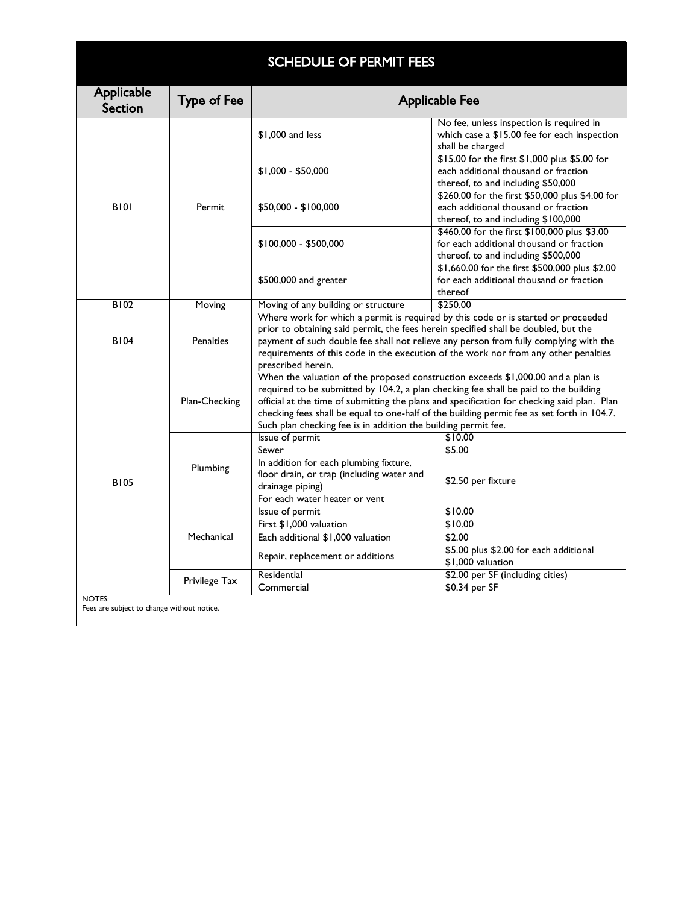# SCHEDULE OF PERMIT FEES

| Applicable Section | Type of Fee | Applicable Fee | |
|---|---|---|---|
| B101 | Permit | $1,000 and less | No fee, unless inspection is required in which case a $15.00 fee for each inspection shall be charged |
| | | $1,000 - $50,000 | $15.00 for the first $1,000 plus $5.00 for each additional thousand or fraction thereof, to and including $50,000 |
| | | $50,000 - $100,000 | $260.00 for the first $50,000 plus $4.00 for each additional thousand or fraction thereof, to and including $100,000 |
| | | $100,000 - $500,000 | $460.00 for the first $100,000 plus $3.00 for each additional thousand or fraction thereof, to and including $500,000 |
| | | $500,000 and greater | $1,660.00 for the first $500,000 plus $2.00 for each additional thousand or fraction thereof |
| B102 | Moving | Moving of any building or structure | $250.00 |
| B104 | Penalties | Where work for which a permit is required by this code or is started or proceeded prior to obtaining said permit, the fees herein specified shall be doubled, but the payment of such double fee shall not relieve any person from fully complying with the requirements of this code in the execution of the work nor from any other penalties prescribed herein. | |
| B105 | Plan-Checking | When the valuation of the proposed construction exceeds $1,000.00 and a plan is required to be submitted by 104.2, a plan checking fee shall be paid to the building official at the time of submitting the plans and specification for checking said plan. Plan checking fees shall be equal to one-half of the building permit fee as set forth in 104.7. Such plan checking fee is in addition the building permit fee. | |
| | Plumbing | Issue of permit | $10.00 |
| | | Sewer | $5.00 |
| | | In addition for each plumbing fixture, floor drain, or trap (including water and drainage piping) | $2.50 per fixture |
| | | For each water heater or vent | |
| | Mechanical | Issue of permit | $10.00 |
| | | First $1,000 valuation | $10.00 |
| | | Each additional $1,000 valuation | $2.00 |
| | | Repair, replacement or additions | $5.00 plus $2.00 for each additional $1,000 valuation |
| | Privilege Tax | Residential | $2.00 per SF (including cities) |
| | | Commercial | $0.34 per SF |

NOTES:
Fees are subject to change without notice.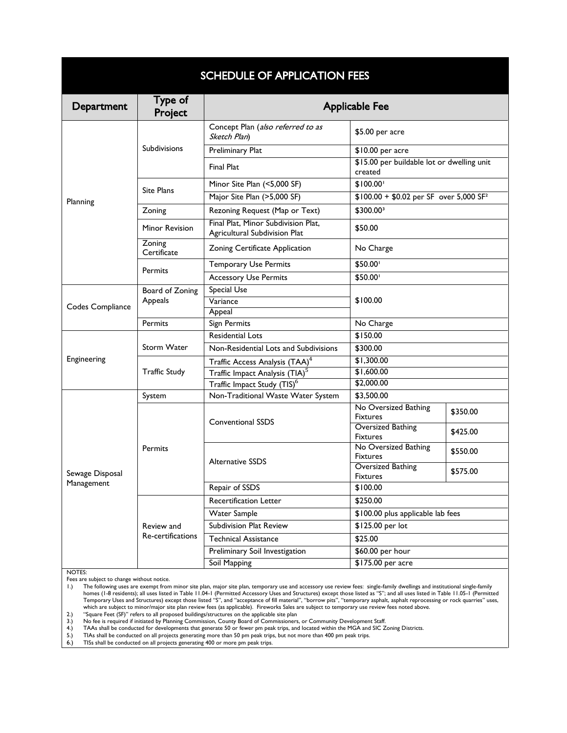# SCHEDULE OF APPLICATION FEES

| Department | Type of Project | Applicable Fee | | |
|---|---|---|---|---|
| Planning | Subdivisions | Concept Plan (*also referred to as Sketch Plan*) | $5.00 per acre | |
| | | Preliminary Plat | $10.00 per acre | |
| | | Final Plat | $15.00 per buildable lot or dwelling unit created | |
| | Site Plans | Minor Site Plan (<5,000 SF) | $100.00[1] | |
| | | Major Site Plan (>5,000 SF) | $100.00 + $0.02 per SF over 5,000 SF[2] | |
| | Zoning | Rezoning Request (Map or Text) | $300.00[3] | |
| | Minor Revision | Final Plat, Minor Subdivision Plat, Agricultural Subdivision Plat | $50.00 | |
| | Zoning Certificate | Zoning Certificate Application | No Charge | |
| | Permits | Temporary Use Permits | $50.00[1] | |
| | | Accessory Use Permits | $50.00[1] | |
| Codes Compliance | Board of Zoning Appeals | Special Use | $100.00 | |
| | | Variance | | |
| | | Appeal | | |
| | Permits | Sign Permits | No Charge | |
| Engineering | Storm Water | Residential Lots | $150.00 | |
| | | Non-Residential Lots and Subdivisions | $300.00 | |
| | Traffic Study | Traffic Access Analysis (TAA)[4] | $1,300.00 | |
| | | Traffic Impact Analysis (TIA)[5] | $1,600.00 | |
| | | Traffic Impact Study (TIS)[6] | $2,000.00 | |
| Sewage Disposal Management | System | Non-Traditional Waste Water System | $3,500.00 | |
| | Permits | Conventional SSDS | No Oversized Bathing Fixtures | $350.00 |
| | | | Oversized Bathing Fixtures | $425.00 |
| | | Alternative SSDS | No Oversized Bathing Fixtures | $550.00 |
| | | | Oversized Bathing Fixtures | $575.00 |
| | | Repair of SSDS | $100.00 | |
| | Review and Re-certifications | Recertification Letter | $250.00 | |
| | | Water Sample | $100.00 plus applicable lab fees | |
| | | Subdivision Plat Review | $125.00 per lot | |
| | | Technical Assistance | $25.00 | |
| | | Preliminary Soil Investigation | $60.00 per hour | |
| | | Soil Mapping | $175.00 per acre | |

NOTES:

Fees are subject to change without notice.

1.) The following uses are exempt from minor site plan, major site plan, temporary use and accessory use review fees: single-family dwellings and institutional single-family homes (1-8 residents); all uses listed in Table 11.04-1 (Permitted Accessory Uses and Structures) except those listed as "S"; and all uses listed in Table 11.05-1 (Permitted Temporary Uses and Structures) except those listed "S", and "acceptance of fill material", "borrow pits", "temporary asphalt, asphalt reprocessing or rock quarries" uses, which are subject to minor/major site plan review fees (as applicable). Fireworks Sales are subject to temporary use review fees noted above.

2.) "Square Feet (SF)" refers to all proposed buildings/structures on the applicable site plan

3.) No fee is required if initiated by Planning Commission, County Board of Commissioners, or Community Development Staff.

4.) TAAs shall be conducted for developments that generate 50 or fewer pm peak trips, and located within the MGA and SIC Zoning Districts.

5.) TIAs shall be conducted on all projects generating more than 50 pm peak trips, but not more than 400 pm peak trips.

6.) TISs shall be conducted on all projects generating 400 or more pm peak trips.